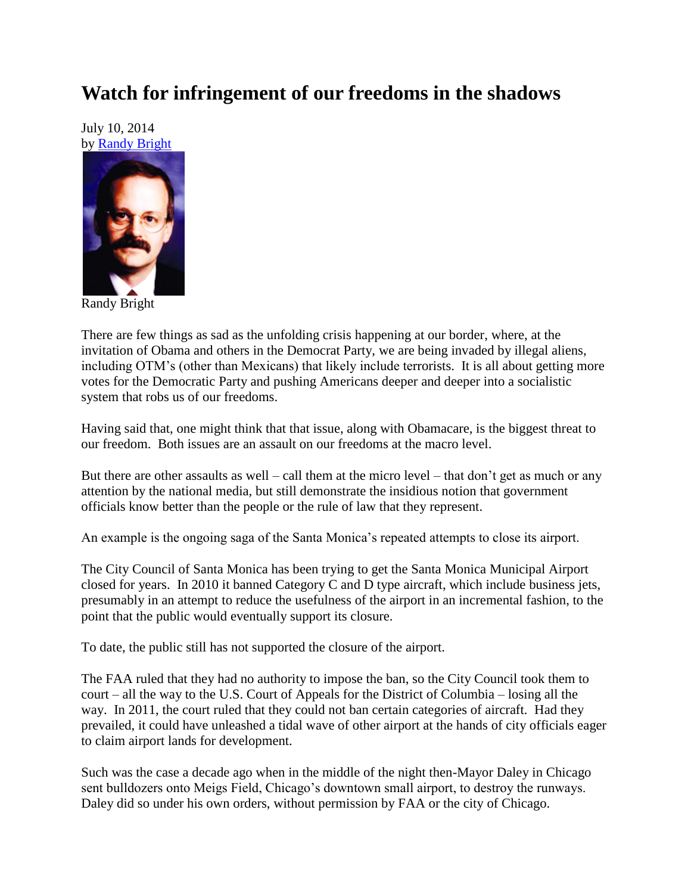# Watch for infringement of our freedoms in the shadows

July 10, 2014
by Randy Bright

Randy Bright

There are few things as sad as the unfolding crisis happening at our border, where, at the invitation of Obama and others in the Democrat Party, we are being invaded by illegal aliens, including OTM's (other than Mexicans) that likely include terrorists. It is all about getting more votes for the Democratic Party and pushing Americans deeper and deeper into a socialistic system that robs us of our freedoms.

Having said that, one might think that that issue, along with Obamacare, is the biggest threat to our freedom. Both issues are an assault on our freedoms at the macro level.

But there are other assaults as well – call them at the micro level – that don't get as much or any attention by the national media, but still demonstrate the insidious notion that government officials know better than the people or the rule of law that they represent.

An example is the ongoing saga of the Santa Monica's repeated attempts to close its airport.

The City Council of Santa Monica has been trying to get the Santa Monica Municipal Airport closed for years. In 2010 it banned Category C and D type aircraft, which include business jets, presumably in an attempt to reduce the usefulness of the airport in an incremental fashion, to the point that the public would eventually support its closure.

To date, the public still has not supported the closure of the airport.

The FAA ruled that they had no authority to impose the ban, so the City Council took them to court – all the way to the U.S. Court of Appeals for the District of Columbia – losing all the way. In 2011, the court ruled that they could not ban certain categories of aircraft. Had they prevailed, it could have unleashed a tidal wave of other airport at the hands of city officials eager to claim airport lands for development.

Such was the case a decade ago when in the middle of the night then-Mayor Daley in Chicago sent bulldozers onto Meigs Field, Chicago's downtown small airport, to destroy the runways. Daley did so under his own orders, without permission by FAA or the city of Chicago.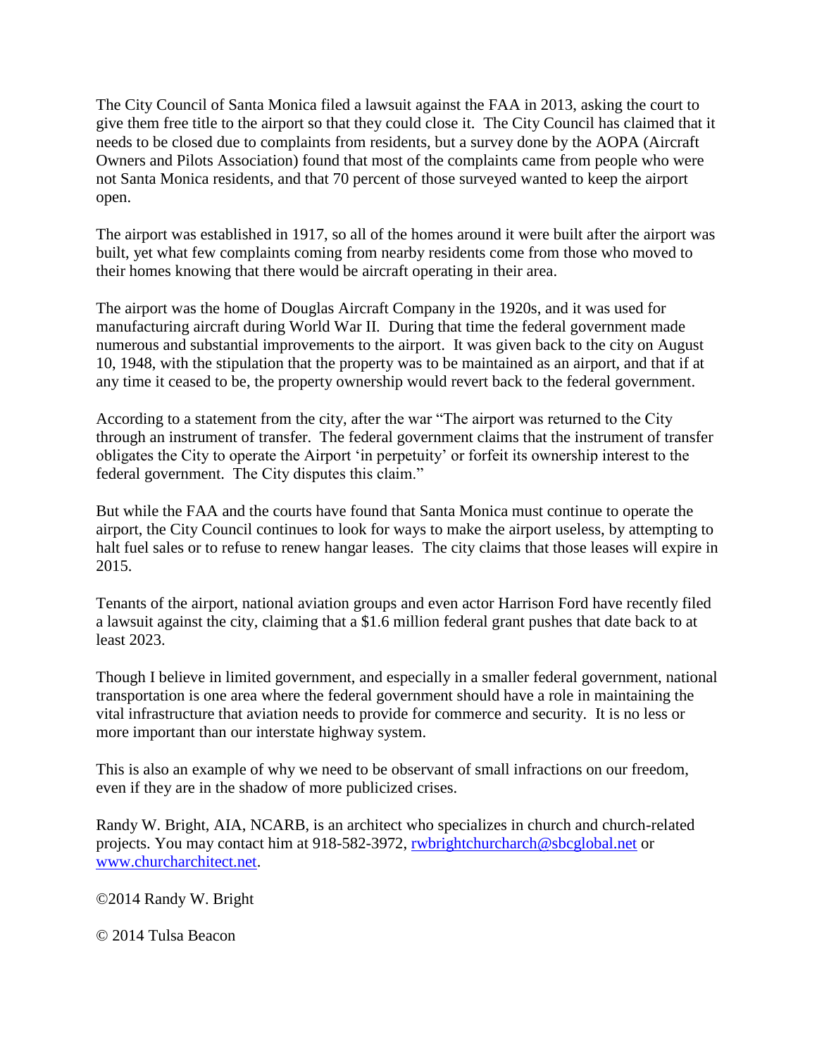The City Council of Santa Monica filed a lawsuit against the FAA in 2013, asking the court to give them free title to the airport so that they could close it. The City Council has claimed that it needs to be closed due to complaints from residents, but a survey done by the AOPA (Aircraft Owners and Pilots Association) found that most of the complaints came from people who were not Santa Monica residents, and that 70 percent of those surveyed wanted to keep the airport open.

The airport was established in 1917, so all of the homes around it were built after the airport was built, yet what few complaints coming from nearby residents come from those who moved to their homes knowing that there would be aircraft operating in their area.

The airport was the home of Douglas Aircraft Company in the 1920s, and it was used for manufacturing aircraft during World War II. During that time the federal government made numerous and substantial improvements to the airport. It was given back to the city on August 10, 1948, with the stipulation that the property was to be maintained as an airport, and that if at any time it ceased to be, the property ownership would revert back to the federal government.

According to a statement from the city, after the war "The airport was returned to the City through an instrument of transfer. The federal government claims that the instrument of transfer obligates the City to operate the Airport 'in perpetuity' or forfeit its ownership interest to the federal government. The City disputes this claim."

But while the FAA and the courts have found that Santa Monica must continue to operate the airport, the City Council continues to look for ways to make the airport useless, by attempting to halt fuel sales or to refuse to renew hangar leases. The city claims that those leases will expire in 2015.

Tenants of the airport, national aviation groups and even actor Harrison Ford have recently filed a lawsuit against the city, claiming that a $1.6 million federal grant pushes that date back to at least 2023.

Though I believe in limited government, and especially in a smaller federal government, national transportation is one area where the federal government should have a role in maintaining the vital infrastructure that aviation needs to provide for commerce and security. It is no less or more important than our interstate highway system.

This is also an example of why we need to be observant of small infractions on our freedom, even if they are in the shadow of more publicized crises.

Randy W. Bright, AIA, NCARB, is an architect who specializes in church and church-related projects. You may contact him at 918-582-3972, rwbrightchurcharch@sbcglobal.net or www.churcharchitect.net.

©2014 Randy W. Bright

© 2014 Tulsa Beacon